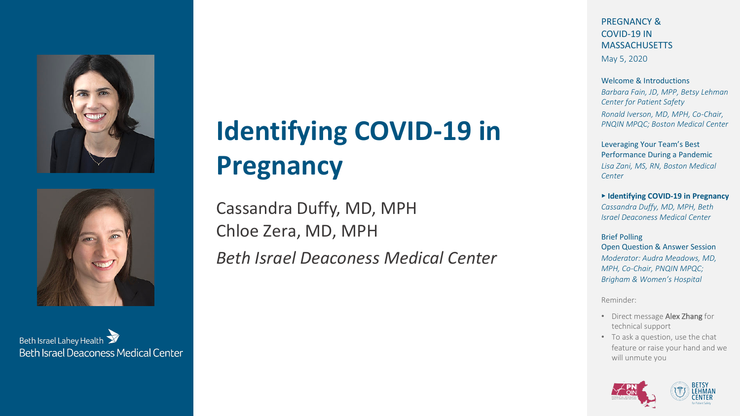# Identifying COVID-19 in Pregnancy

Cassandra Duffy, MD, MPH
Chloe Zera, MD, MPH

*Beth Israel Deaconess Medical Center*

Beth Israel Lahey Health
Beth Israel Deaconess Medical Center

PREGNANCY & COVID-19 IN MASSACHUSETTS

May 5, 2020

Welcome & Introductions
*Barbara Fain, JD, MPP, Betsy Lehman Center for Patient Safety*
*Ronald Iverson, MD, MPH, Co-Chair, PNQIN MPQC; Boston Medical Center*

Leveraging Your Team's Best Performance During a Pandemic
*Lisa Zani, MS, RN, Boston Medical Center*

▸ **Identifying COVID-19 in Pregnancy**
*Cassandra Duffy, MD, MPH, Beth Israel Deaconess Medical Center*

Brief Polling
Open Question & Answer Session
*Moderator: Audra Meadows, MD, MPH, Co-Chair, PNQIN MPQC; Brigham & Women's Hospital*

Reminder:

- Direct message **Alex Zhang** for technical support
- To ask a question, use the chat feature or raise your hand and we will unmute you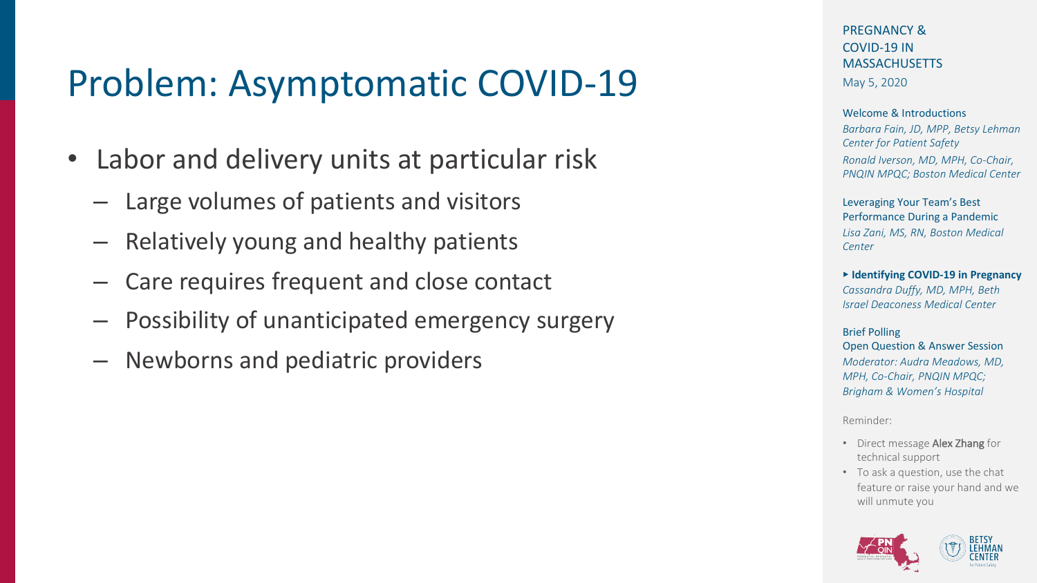# Problem: Asymptomatic COVID-19

- Labor and delivery units at particular risk
  - Large volumes of patients and visitors
  - Relatively young and healthy patients
  - Care requires frequent and close contact
  - Possibility of unanticipated emergency surgery
  - Newborns and pediatric providers

PREGNANCY & COVID-19 IN MASSACHUSETTS
May 5, 2020

Welcome & Introductions
*Barbara Fain, JD, MPP, Betsy Lehman Center for Patient Safety*
*Ronald Iverson, MD, MPH, Co-Chair, PNQIN MPQC; Boston Medical Center*

Leveraging Your Team's Best Performance During a Pandemic
*Lisa Zani, MS, RN, Boston Medical Center*

▸ **Identifying COVID-19 in Pregnancy**
*Cassandra Duffy, MD, MPH, Beth Israel Deaconess Medical Center*

Brief Polling
Open Question & Answer Session
*Moderator: Audra Meadows, MD, MPH, Co-Chair, PNQIN MPQC; Brigham & Women's Hospital*

Reminder:

- Direct message **Alex Zhang** for technical support
- To ask a question, use the chat feature or raise your hand and we will unmute you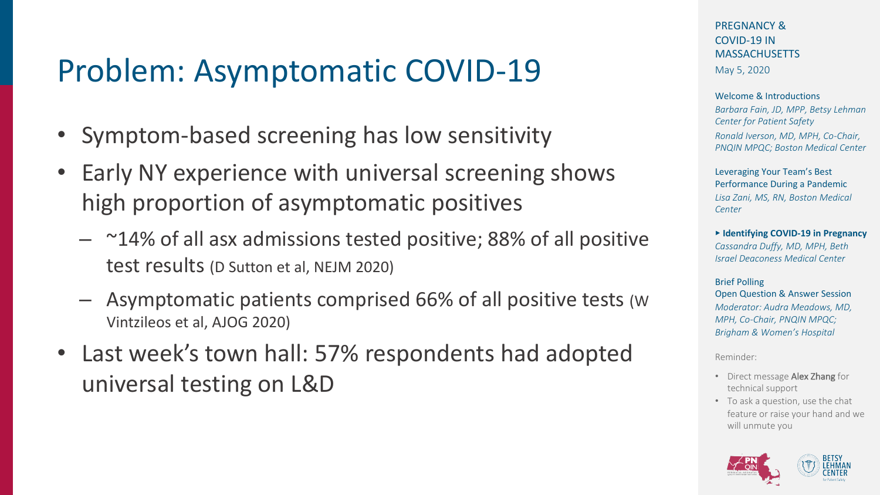# Problem: Asymptomatic COVID-19

- Symptom-based screening has low sensitivity
- Early NY experience with universal screening shows high proportion of asymptomatic positives
  - ~14% of all asx admissions tested positive; 88% of all positive test results (D Sutton et al, NEJM 2020)
  - Asymptomatic patients comprised 66% of all positive tests (W Vintzileos et al, AJOG 2020)
- Last week's town hall: 57% respondents had adopted universal testing on L&D

PREGNANCY & COVID-19 IN MASSACHUSETTS

May 5, 2020

Welcome & Introductions

*Barbara Fain, JD, MPP, Betsy Lehman Center for Patient Safety*

*Ronald Iverson, MD, MPH, Co-Chair, PNQIN MPQC; Boston Medical Center*

Leveraging Your Team's Best Performance During a Pandemic

*Lisa Zani, MS, RN, Boston Medical Center*

▸ **Identifying COVID-19 in Pregnancy**

*Cassandra Duffy, MD, MPH, Beth Israel Deaconess Medical Center*

Brief Polling

Open Question & Answer Session

*Moderator: Audra Meadows, MD, MPH, Co-Chair, PNQIN MPQC; Brigham & Women's Hospital*

Reminder:

- Direct message Alex Zhang for technical support
- To ask a question, use the chat feature or raise your hand and we will unmute you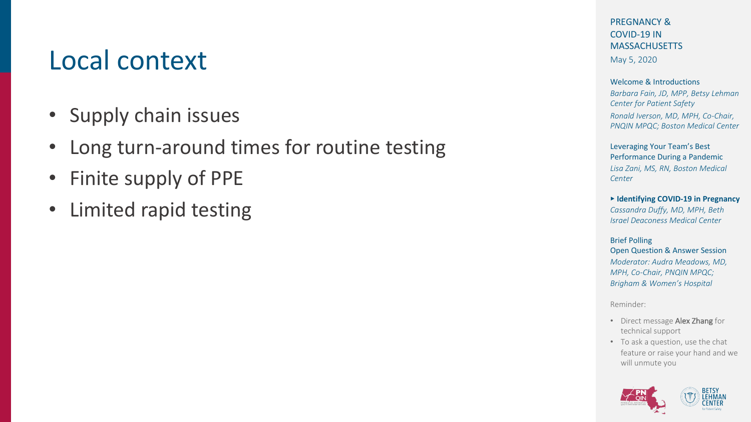# Local context

- Supply chain issues
- Long turn-around times for routine testing
- Finite supply of PPE
- Limited rapid testing

PREGNANCY & COVID-19 IN MASSACHUSETTS

May 5, 2020

Welcome & Introductions

*Barbara Fain, JD, MPP, Betsy Lehman Center for Patient Safety*

*Ronald Iverson, MD, MPH, Co-Chair, PNQIN MPQC; Boston Medical Center*

Leveraging Your Team's Best Performance During a Pandemic

*Lisa Zani, MS, RN, Boston Medical Center*

**▸ Identifying COVID-19 in Pregnancy**

*Cassandra Duffy, MD, MPH, Beth Israel Deaconess Medical Center*

Brief Polling

Open Question & Answer Session

*Moderator: Audra Meadows, MD, MPH, Co-Chair, PNQIN MPQC; Brigham & Women's Hospital*

Reminder:

- Direct message **Alex Zhang** for technical support
- To ask a question, use the chat feature or raise your hand and we will unmute you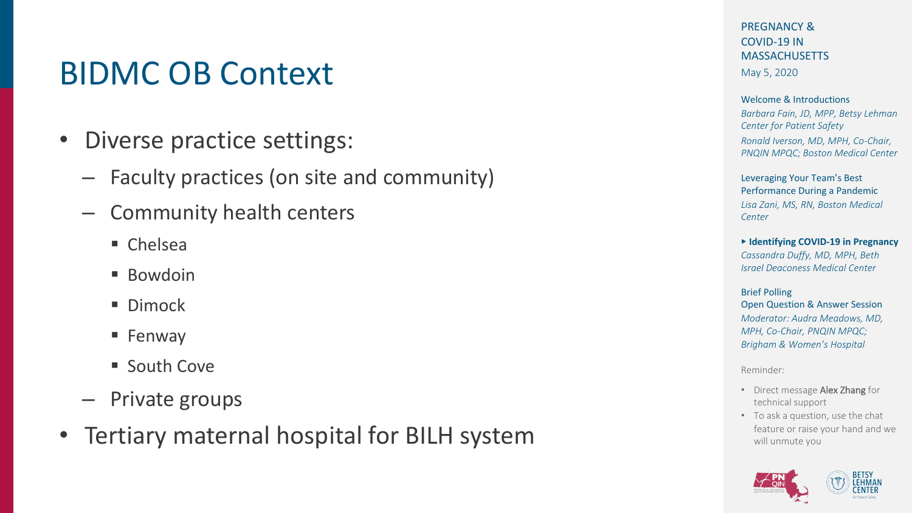# BIDMC OB Context

- Diverse practice settings:
  - Faculty practices (on site and community)
  - Community health centers
    - Chelsea
    - Bowdoin
    - Dimock
    - Fenway
    - South Cove
  - Private groups
- Tertiary maternal hospital for BILH system

PREGNANCY & COVID-19 IN MASSACHUSETTS

May 5, 2020

Welcome & Introductions

*Barbara Fain, JD, MPP, Betsy Lehman Center for Patient Safety*

*Ronald Iverson, MD, MPH, Co-Chair, PNQIN MPQC; Boston Medical Center*

Leveraging Your Team's Best Performance During a Pandemic

*Lisa Zani, MS, RN, Boston Medical Center*

▸ **Identifying COVID-19 in Pregnancy**

*Cassandra Duffy, MD, MPH, Beth Israel Deaconess Medical Center*

Brief Polling

Open Question & Answer Session

*Moderator: Audra Meadows, MD, MPH, Co-Chair, PNQIN MPQC; Brigham & Women's Hospital*

Reminder:

- Direct message **Alex Zhang** for technical support
- To ask a question, use the chat feature or raise your hand and we will unmute you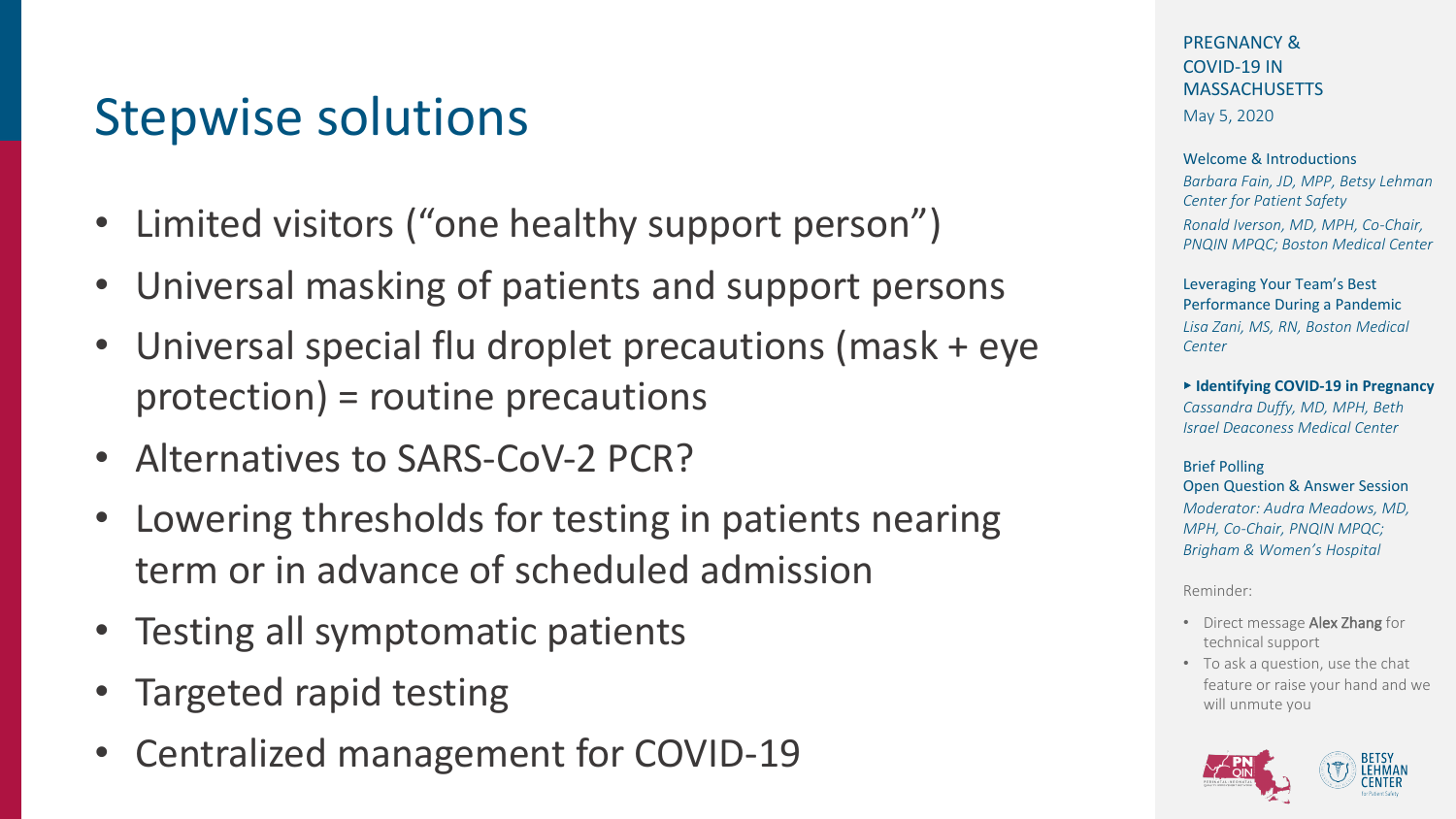# Stepwise solutions

- Limited visitors (“one healthy support person”)
- Universal masking of patients and support persons
- Universal special flu droplet precautions (mask + eye protection) = routine precautions
- Alternatives to SARS-CoV-2 PCR?
- Lowering thresholds for testing in patients nearing term or in advance of scheduled admission
- Testing all symptomatic patients
- Targeted rapid testing
- Centralized management for COVID-19

PREGNANCY & COVID-19 IN MASSACHUSETTS

May 5, 2020

Welcome & Introductions

*Barbara Fain, JD, MPP, Betsy Lehman Center for Patient Safety*

*Ronald Iverson, MD, MPH, Co-Chair, PNQIN MPQC; Boston Medical Center*

Leveraging Your Team’s Best Performance During a Pandemic

*Lisa Zani, MS, RN, Boston Medical Center*

**▸ Identifying COVID-19 in Pregnancy**

*Cassandra Duffy, MD, MPH, Beth Israel Deaconess Medical Center*

Brief Polling

Open Question & Answer Session

*Moderator: Audra Meadows, MD, MPH, Co-Chair, PNQIN MPQC; Brigham & Women’s Hospital*

Reminder:

- Direct message **Alex Zhang** for technical support
- To ask a question, use the chat feature or raise your hand and we will unmute you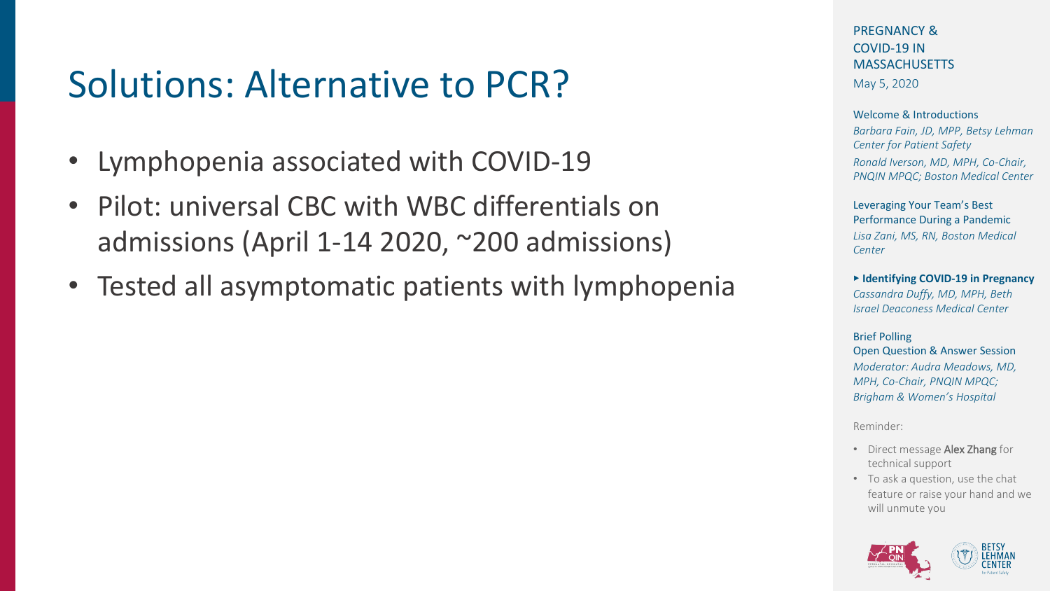# Solutions: Alternative to PCR?

- Lymphopenia associated with COVID-19
- Pilot: universal CBC with WBC differentials on admissions (April 1-14 2020, ~200 admissions)
- Tested all asymptomatic patients with lymphopenia

PREGNANCY & COVID-19 IN MASSACHUSETTS

May 5, 2020

Welcome & Introductions

*Barbara Fain, JD, MPP, Betsy Lehman Center for Patient Safety*

*Ronald Iverson, MD, MPH, Co-Chair, PNQIN MPQC; Boston Medical Center*

Leveraging Your Team's Best Performance During a Pandemic

*Lisa Zani, MS, RN, Boston Medical Center*

▸ **Identifying COVID-19 in Pregnancy**

*Cassandra Duffy, MD, MPH, Beth Israel Deaconess Medical Center*

Brief Polling

Open Question & Answer Session

*Moderator: Audra Meadows, MD, MPH, Co-Chair, PNQIN MPQC; Brigham & Women's Hospital*

Reminder:

- Direct message **Alex Zhang** for technical support
- To ask a question, use the chat feature or raise your hand and we will unmute you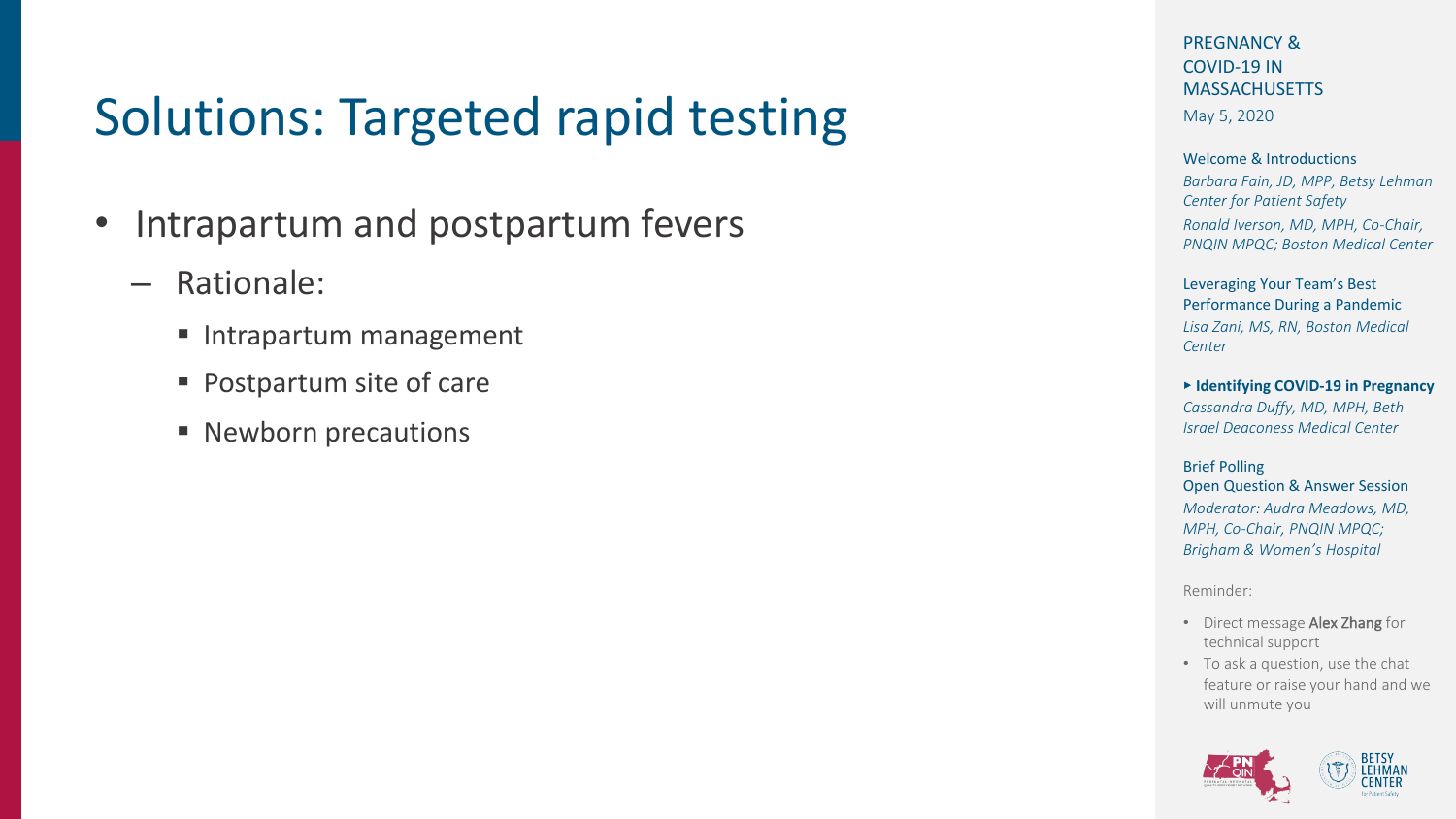# Solutions: Targeted rapid testing

- Intrapartum and postpartum fevers
  - Rationale:
    - Intrapartum management
    - Postpartum site of care
    - Newborn precautions

PREGNANCY & COVID-19 IN MASSACHUSETTS
May 5, 2020

Welcome & Introductions
*Barbara Fain, JD, MPP, Betsy Lehman Center for Patient Safety*
*Ronald Iverson, MD, MPH, Co-Chair, PNQIN MPQC; Boston Medical Center*

Leveraging Your Team's Best Performance During a Pandemic
*Lisa Zani, MS, RN, Boston Medical Center*

**▸ Identifying COVID-19 in Pregnancy**
*Cassandra Duffy, MD, MPH, Beth Israel Deaconess Medical Center*

Brief Polling
Open Question & Answer Session
*Moderator: Audra Meadows, MD, MPH, Co-Chair, PNQIN MPQC; Brigham & Women's Hospital*

Reminder:

- Direct message **Alex Zhang** for technical support
- To ask a question, use the chat feature or raise your hand and we will unmute you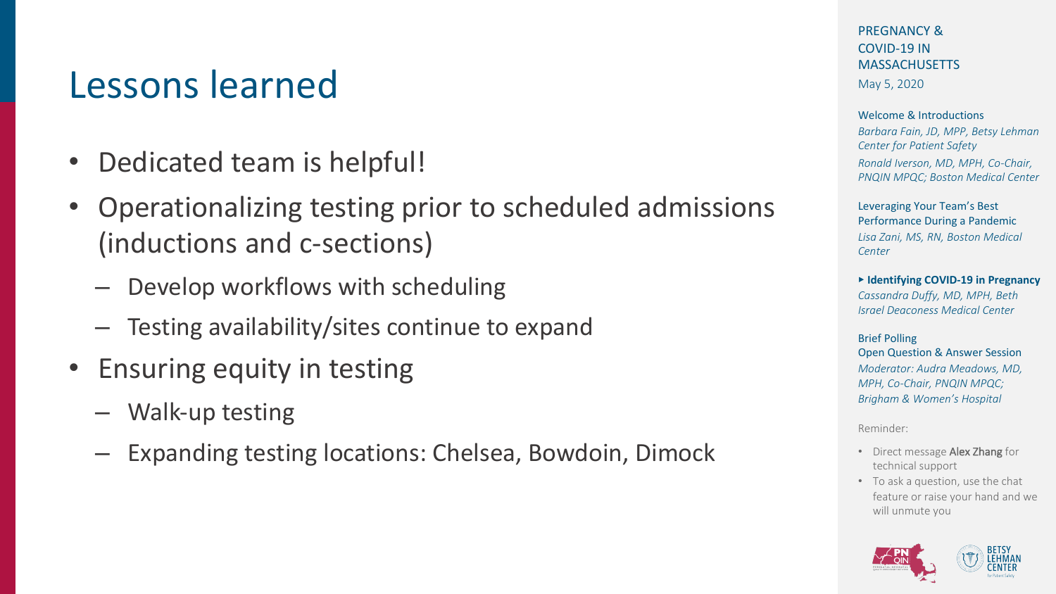# Lessons learned

- Dedicated team is helpful!
- Operationalizing testing prior to scheduled admissions (inductions and c-sections)
  - Develop workflows with scheduling
  - Testing availability/sites continue to expand
- Ensuring equity in testing
  - Walk-up testing
  - Expanding testing locations: Chelsea, Bowdoin, Dimock

PREGNANCY & COVID-19 IN MASSACHUSETTS

May 5, 2020

Welcome & Introductions

*Barbara Fain, JD, MPP, Betsy Lehman Center for Patient Safety*

*Ronald Iverson, MD, MPH, Co-Chair, PNQIN MPQC; Boston Medical Center*

Leveraging Your Team's Best Performance During a Pandemic

*Lisa Zani, MS, RN, Boston Medical Center*

**▸ Identifying COVID-19 in Pregnancy**

*Cassandra Duffy, MD, MPH, Beth Israel Deaconess Medical Center*

Brief Polling

Open Question & Answer Session

*Moderator: Audra Meadows, MD, MPH, Co-Chair, PNQIN MPQC; Brigham & Women's Hospital*

Reminder:

- Direct message **Alex Zhang** for technical support
- To ask a question, use the chat feature or raise your hand and we will unmute you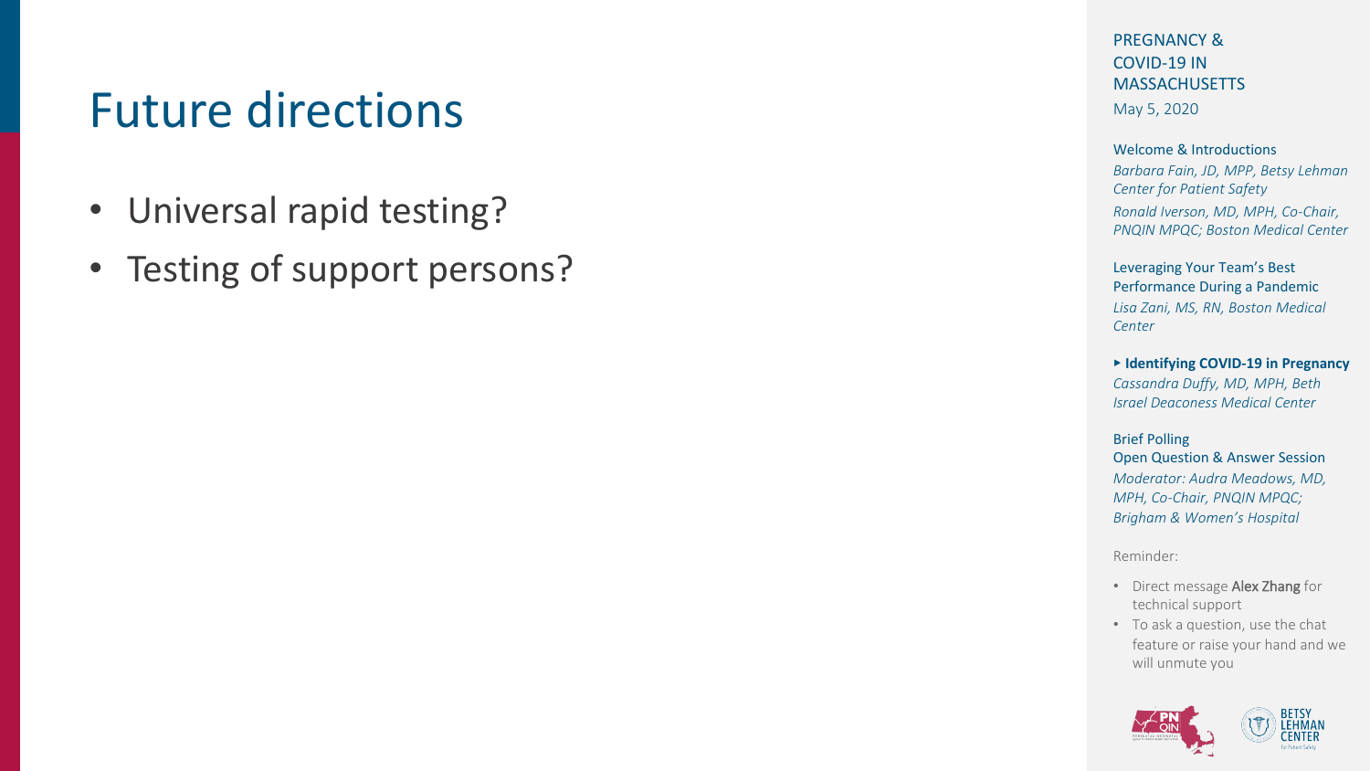# Future directions

- Universal rapid testing?
- Testing of support persons?

PREGNANCY & COVID-19 IN MASSACHUSETTS

May 5, 2020

Welcome & Introductions

*Barbara Fain, JD, MPP, Betsy Lehman Center for Patient Safety*

*Ronald Iverson, MD, MPH, Co-Chair, PNQIN MPQC; Boston Medical Center*

Leveraging Your Team's Best Performance During a Pandemic

*Lisa Zani, MS, RN, Boston Medical Center*

▸ **Identifying COVID-19 in Pregnancy**

*Cassandra Duffy, MD, MPH, Beth Israel Deaconess Medical Center*

Brief Polling

Open Question & Answer Session

*Moderator: Audra Meadows, MD, MPH, Co-Chair, PNQIN MPQC; Brigham & Women's Hospital*

Reminder:

- Direct message **Alex Zhang** for technical support
- To ask a question, use the chat feature or raise your hand and we will unmute you